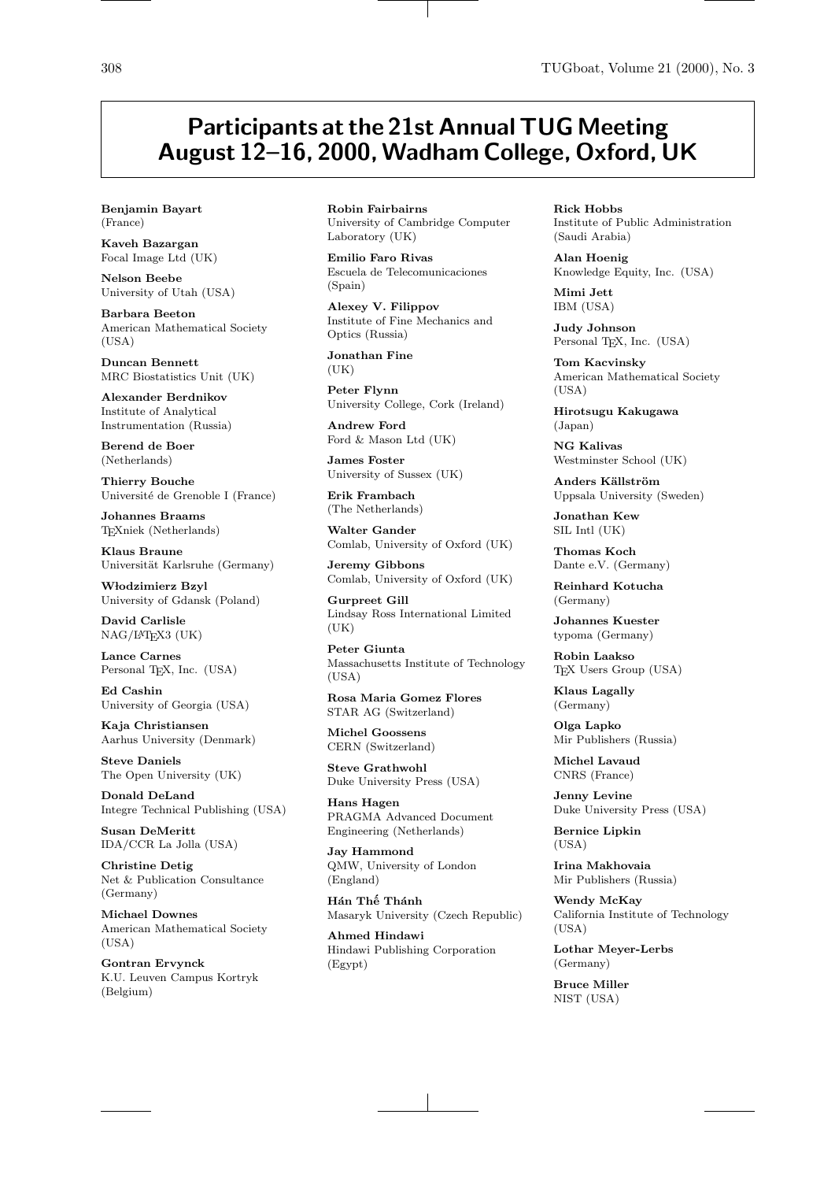# Participants at the 21st Annual TUG Meeting August 12–16, 2000, Wadham College, Oxford, UK

**Benjamin Bayart**
(France)

**Kaveh Bazargan**
Focal Image Ltd (UK)

**Nelson Beebe**
University of Utah (USA)

**Barbara Beeton**
American Mathematical Society (USA)

**Duncan Bennett**
MRC Biostatistics Unit (UK)

**Alexander Berdnikov**
Institute of Analytical Instrumentation (Russia)

**Berend de Boer**
(Netherlands)

**Thierry Bouche**
Université de Grenoble I (France)

**Johannes Braams**
TEXniek (Netherlands)

**Klaus Braune**
Universität Karlsruhe (Germany)

**Włodzimierz Bzyl**
University of Gdansk (Poland)

**David Carlisle**
NAG/LATEX3 (UK)

**Lance Carnes**
Personal TEX, Inc. (USA)

**Ed Cashin**
University of Georgia (USA)

**Kaja Christiansen**
Aarhus University (Denmark)

**Steve Daniels**
The Open University (UK)

**Donald DeLand**
Integre Technical Publishing (USA)

**Susan DeMeritt**
IDA/CCR La Jolla (USA)

**Christine Detig**
Net & Publication Consultance (Germany)

**Michael Downes**
American Mathematical Society (USA)

**Gontran Ervynck**
K.U. Leuven Campus Kortryk (Belgium)

**Robin Fairbairns**
University of Cambridge Computer Laboratory (UK)

**Emilio Faro Rivas**
Escuela de Telecomunicaciones (Spain)

**Alexey V. Filippov**
Institute of Fine Mechanics and Optics (Russia)

**Jonathan Fine**
(UK)

**Peter Flynn**
University College, Cork (Ireland)

**Andrew Ford**
Ford & Mason Ltd (UK)

**James Foster**
University of Sussex (UK)

**Erik Frambach**
(The Netherlands)

**Walter Gander**
Comlab, University of Oxford (UK)

**Jeremy Gibbons**
Comlab, University of Oxford (UK)

**Gurpreet Gill**
Lindsay Ross International Limited (UK)

**Peter Giunta**
Massachusetts Institute of Technology (USA)

**Rosa Maria Gomez Flores**
STAR AG (Switzerland)

**Michel Goossens**
CERN (Switzerland)

**Steve Grathwohl**
Duke University Press (USA)

**Hans Hagen**
PRAGMA Advanced Document Engineering (Netherlands)

**Jay Hammond**
QMW, University of London (England)

**Hán Thế Thánh**
Masaryk University (Czech Republic)

**Ahmed Hindawi**
Hindawi Publishing Corporation (Egypt)

**Rick Hobbs**
Institute of Public Administration (Saudi Arabia)

**Alan Hoenig**
Knowledge Equity, Inc. (USA)

**Mimi Jett**
IBM (USA)

**Judy Johnson**
Personal TEX, Inc. (USA)

**Tom Kacvinsky**
American Mathematical Society (USA)

**Hirotsugu Kakugawa**
(Japan)

**NG Kalivas**
Westminster School (UK)

**Anders Källström**
Uppsala University (Sweden)

**Jonathan Kew**
SIL Intl (UK)

**Thomas Koch**
Dante e.V. (Germany)

**Reinhard Kotucha**
(Germany)

**Johannes Kuester**
typoma (Germany)

**Robin Laakso**
TEX Users Group (USA)

**Klaus Lagally**
(Germany)

**Olga Lapko**
Mir Publishers (Russia)

**Michel Lavaud**
CNRS (France)

**Jenny Levine**
Duke University Press (USA)

**Bernice Lipkin**
(USA)

**Irina Makhovaia**
Mir Publishers (Russia)

**Wendy McKay**
California Institute of Technology (USA)

**Lothar Meyer-Lerbs**
(Germany)

**Bruce Miller**
NIST (USA)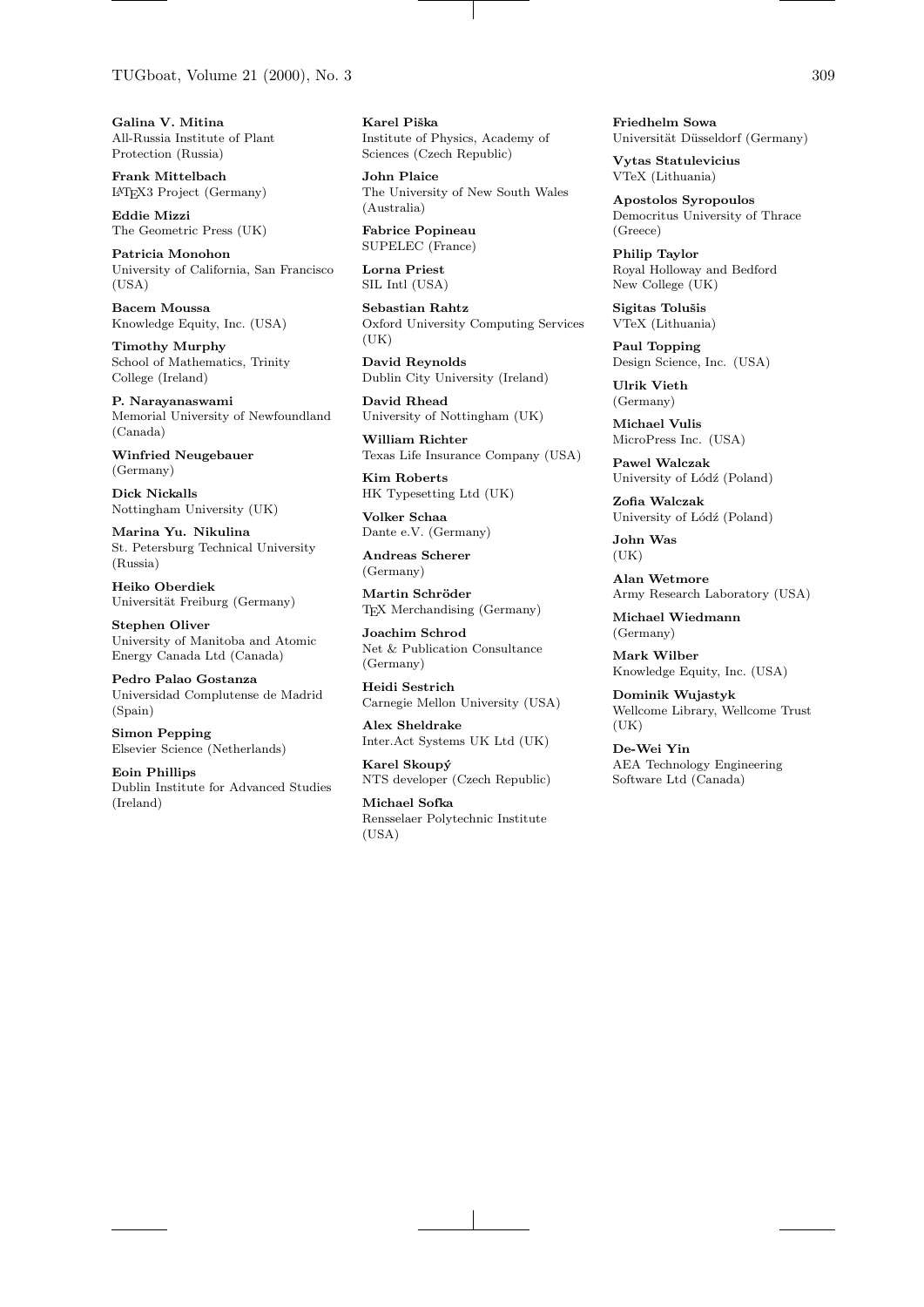**Galina V. Mitina**
All-Russia Institute of Plant Protection (Russia)

**Frank Mittelbach**
LaTeX3 Project (Germany)

**Eddie Mizzi**
The Geometric Press (UK)

**Patricia Monohon**
University of California, San Francisco (USA)

**Bacem Moussa**
Knowledge Equity, Inc. (USA)

**Timothy Murphy**
School of Mathematics, Trinity College (Ireland)

**P. Narayanaswami**
Memorial University of Newfoundland (Canada)

**Winfried Neugebauer**
(Germany)

**Dick Nickalls**
Nottingham University (UK)

**Marina Yu. Nikulina**
St. Petersburg Technical University (Russia)

**Heiko Oberdiek**
Universität Freiburg (Germany)

**Stephen Oliver**
University of Manitoba and Atomic Energy Canada Ltd (Canada)

**Pedro Palao Gostanza**
Universidad Complutense de Madrid (Spain)

**Simon Pepping**
Elsevier Science (Netherlands)

**Eoin Phillips**
Dublin Institute for Advanced Studies (Ireland)

**Karel Piška**
Institute of Physics, Academy of Sciences (Czech Republic)

**John Plaice**
The University of New South Wales (Australia)

**Fabrice Popineau**
SUPELEC (France)

**Lorna Priest**
SIL Intl (USA)

**Sebastian Rahtz**
Oxford University Computing Services (UK)

**David Reynolds**
Dublin City University (Ireland)

**David Rhead**
University of Nottingham (UK)

**William Richter**
Texas Life Insurance Company (USA)

**Kim Roberts**
HK Typesetting Ltd (UK)

**Volker Schaa**
Dante e.V. (Germany)

**Andreas Scherer**
(Germany)

**Martin Schröder**
TeX Merchandising (Germany)

**Joachim Schrod**
Net & Publication Consultance (Germany)

**Heidi Sestrich**
Carnegie Mellon University (USA)

**Alex Sheldrake**
Inter.Act Systems UK Ltd (UK)

**Karel Skoupý**
NTS developer (Czech Republic)

**Michael Sofka**
Rensselaer Polytechnic Institute (USA)

**Friedhelm Sowa**
Universität Düsseldorf (Germany)

**Vytas Statulevicius**
VTeX (Lithuania)

**Apostolos Syropoulos**
Democritus University of Thrace (Greece)

**Philip Taylor**
Royal Holloway and Bedford New College (UK)

**Sigitas Tolušis**
VTeX (Lithuania)

**Paul Topping**
Design Science, Inc. (USA)

**Ulrik Vieth**
(Germany)

**Michael Vulis**
MicroPress Inc. (USA)

**Pawel Walczak**
University of Łódź (Poland)

**Zofia Walczak**
University of Łódź (Poland)

**John Was**
(UK)

**Alan Wetmore**
Army Research Laboratory (USA)

**Michael Wiedmann**
(Germany)

**Mark Wilber**
Knowledge Equity, Inc. (USA)

**Dominik Wujastyk**
Wellcome Library, Wellcome Trust (UK)

**De-Wei Yin**
AEA Technology Engineering Software Ltd (Canada)